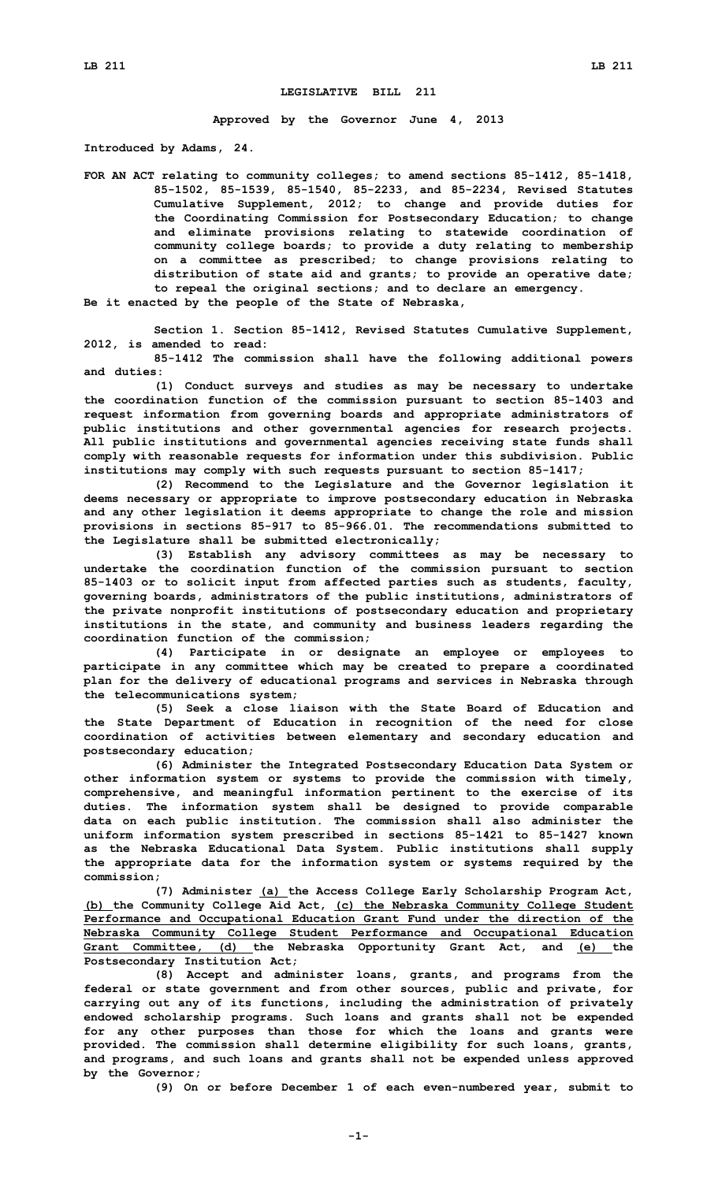# LEGISLATIVE BILL 211

**Approved by the Governor June 4, 2013**

**Introduced by Adams, 24.**

**FOR AN ACT relating to community colleges; to amend sections 85-1412, 85-1418, 85-1502, 85-1539, 85-1540, 85-2233, and 85-2234, Revised Statutes Cumulative Supplement, 2012; to change and provide duties for the Coordinating Commission for Postsecondary Education; to change and eliminate provisions relating to statewide coordination of community college boards; to provide a duty relating to membership on a committee as prescribed; to change provisions relating to distribution of state aid and grants; to provide an operative date; to repeal the original sections; and to declare an emergency.**

**Be it enacted by the people of the State of Nebraska,**

**Section 1. Section 85-1412, Revised Statutes Cumulative Supplement, 2012, is amended to read:**

**85-1412 The commission shall have the following additional powers and duties:**

**(1) Conduct surveys and studies as may be necessary to undertake the coordination function of the commission pursuant to section 85-1403 and request information from governing boards and appropriate administrators of public institutions and other governmental agencies for research projects. All public institutions and governmental agencies receiving state funds shall comply with reasonable requests for information under this subdivision. Public institutions may comply with such requests pursuant to section 85-1417;**

**(2) Recommend to the Legislature and the Governor legislation it deems necessary or appropriate to improve postsecondary education in Nebraska and any other legislation it deems appropriate to change the role and mission provisions in sections 85-917 to 85-966.01. The recommendations submitted to the Legislature shall be submitted electronically;**

**(3) Establish any advisory committees as may be necessary to undertake the coordination function of the commission pursuant to section 85-1403 or to solicit input from affected parties such as students, faculty, governing boards, administrators of the public institutions, administrators of the private nonprofit institutions of postsecondary education and proprietary institutions in the state, and community and business leaders regarding the coordination function of the commission;**

**(4) Participate in or designate an employee or employees to participate in any committee which may be created to prepare a coordinated plan for the delivery of educational programs and services in Nebraska through the telecommunications system;**

**(5) Seek a close liaison with the State Board of Education and the State Department of Education in recognition of the need for close coordination of activities between elementary and secondary education and postsecondary education;**

**(6) Administer the Integrated Postsecondary Education Data System or other information system or systems to provide the commission with timely, comprehensive, and meaningful information pertinent to the exercise of its duties. The information system shall be designed to provide comparable data on each public institution. The commission shall also administer the uniform information system prescribed in sections 85-1421 to 85-1427 known as the Nebraska Educational Data System. Public institutions shall supply the appropriate data for the information system or systems required by the commission;**

**(7) Administer <u>(a)</u> the Access College Early Scholarship Program Act, <u>(b)</u> the Community College Aid Act, <u>(c) the Nebraska Community College Student Performance and Occupational Education Grant Fund under the direction of the Nebraska Community College Student Performance and Occupational Education Grant Committee, (d)</u> the Nebraska Opportunity Grant Act, and <u>(e)</u> the Postsecondary Institution Act;**

**(8) Accept and administer loans, grants, and programs from the federal or state government and from other sources, public and private, for carrying out any of its functions, including the administration of privately endowed scholarship programs. Such loans and grants shall not be expended for any other purposes than those for which the loans and grants were provided. The commission shall determine eligibility for such loans, grants, and programs, and such loans and grants shall not be expended unless approved by the Governor;**

**(9) On or before December 1 of each even-numbered year, submit to**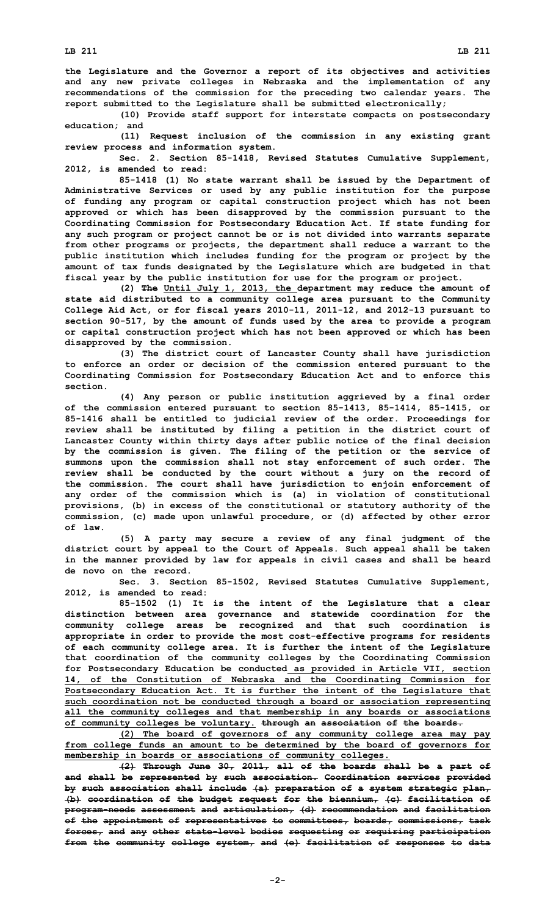the Legislature and the Governor a report of its objectives and activities and any new private colleges in Nebraska and the implementation of any recommendations of the commission for the preceding two calendar years. The report submitted to the Legislature shall be submitted electronically;

(10) Provide staff support for interstate compacts on postsecondary education; and

(11) Request inclusion of the commission in any existing grant review process and information system.

Sec. 2. Section 85-1418, Revised Statutes Cumulative Supplement, 2012, is amended to read:

85-1418 (1) No state warrant shall be issued by the Department of Administrative Services or used by any public institution for the purpose of funding any program or capital construction project which has not been approved or which has been disapproved by the commission pursuant to the Coordinating Commission for Postsecondary Education Act. If state funding for any such program or project cannot be or is not divided into warrants separate from other programs or projects, the department shall reduce a warrant to the public institution which includes funding for the program or project by the amount of tax funds designated by the Legislature which are budgeted in that fiscal year by the public institution for use for the program or project.

(2) ~~The~~ <u>Until July 1, 2013, the</u> department may reduce the amount of state aid distributed to a community college area pursuant to the Community College Aid Act, or for fiscal years 2010-11, 2011-12, and 2012-13 pursuant to section 90-517, by the amount of funds used by the area to provide a program or capital construction project which has not been approved or which has been disapproved by the commission.

(3) The district court of Lancaster County shall have jurisdiction to enforce an order or decision of the commission entered pursuant to the Coordinating Commission for Postsecondary Education Act and to enforce this section.

(4) Any person or public institution aggrieved by a final order of the commission entered pursuant to section 85-1413, 85-1414, 85-1415, or 85-1416 shall be entitled to judicial review of the order. Proceedings for review shall be instituted by filing a petition in the district court of Lancaster County within thirty days after public notice of the final decision by the commission is given. The filing of the petition or the service of summons upon the commission shall not stay enforcement of such order. The review shall be conducted by the court without a jury on the record of the commission. The court shall have jurisdiction to enjoin enforcement of any order of the commission which is (a) in violation of constitutional provisions, (b) in excess of the constitutional or statutory authority of the commission, (c) made upon unlawful procedure, or (d) affected by other error of law.

(5) A party may secure a review of any final judgment of the district court by appeal to the Court of Appeals. Such appeal shall be taken in the manner provided by law for appeals in civil cases and shall be heard de novo on the record.

Sec. 3. Section 85-1502, Revised Statutes Cumulative Supplement, 2012, is amended to read:

85-1502 (1) It is the intent of the Legislature that a clear distinction between area governance and statewide coordination for the community college areas be recognized and that such coordination is appropriate in order to provide the most cost-effective programs for residents of each community college area. It is further the intent of the Legislature that coordination of the community colleges by the Coordinating Commission for Postsecondary Education be conducted<u> as provided in Article VII, section 14, of the Constitution of Nebraska and the Coordinating Commission for Postsecondary Education Act. It is further the intent of the Legislature that such coordination not be conducted through a board or association representing all the community colleges and that membership in any boards or associations of community colleges be voluntary.</u> ~~through an association of the boards.~~

<u>(2) The board of governors of any community college area may pay from college funds an amount to be determined by the board of governors for membership in boards or associations of community colleges.</u>

~~(2) Through June 30, 2011, all of the boards shall be a part of and shall be represented by such association. Coordination services provided by such association shall include (a) preparation of a system strategic plan, (b) coordination of the budget request for the biennium, (c) facilitation of program-needs assessment and articulation, (d) recommendation and facilitation of the appointment of representatives to committees, boards, commissions, task forces, and any other state-level bodies requesting or requiring participation from the community college system, and (e) facilitation of responses to data~~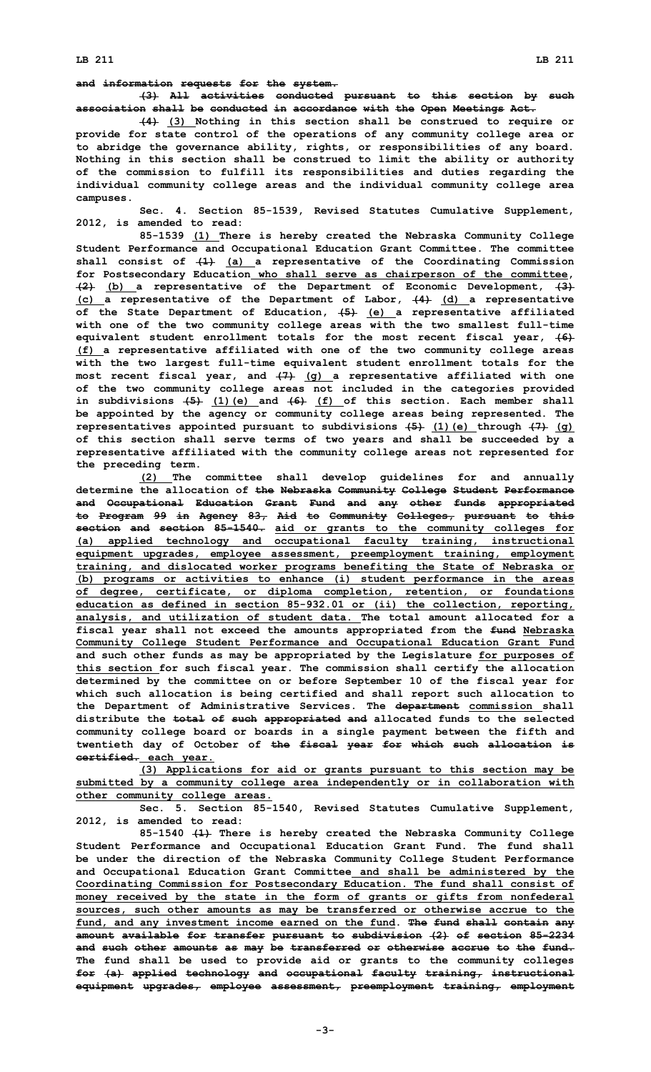~~and information requests for the system.~~

~~(3) All activities conducted pursuant to this section by such association shall be conducted in accordance with the Open Meetings Act.~~

~~(4)~~ <u>(3)</u> Nothing in this section shall be construed to require or provide for state control of the operations of any community college area or to abridge the governance ability, rights, or responsibilities of any board. Nothing in this section shall be construed to limit the ability or authority of the commission to fulfill its responsibilities and duties regarding the individual community college areas and the individual community college area campuses.

Sec. 4. Section 85-1539, Revised Statutes Cumulative Supplement, 2012, is amended to read:

85-1539 <u>(1)</u> There is hereby created the Nebraska Community College Student Performance and Occupational Education Grant Committee. The committee shall consist of ~~(1)~~ <u>(a)</u> a representative of the Coordinating Commission for Postsecondary Education<u> who shall serve as chairperson of the committee</u>, ~~(2)~~ <u>(b)</u> a representative of the Department of Economic Development, ~~(3)~~ <u>(c)</u> a representative of the Department of Labor, ~~(4)~~ <u>(d)</u> a representative of the State Department of Education, ~~(5)~~ <u>(e)</u> a representative affiliated with one of the two community college areas with the two smallest full-time equivalent student enrollment totals for the most recent fiscal year, ~~(6)~~ <u>(f)</u> a representative affiliated with one of the two community college areas with the two largest full-time equivalent student enrollment totals for the most recent fiscal year, and ~~(7)~~ <u>(g)</u> a representative affiliated with one of the two community college areas not included in the categories provided in subdivisions ~~(5)~~ <u>(1)(e)</u> and ~~(6)~~ <u>(f)</u> of this section. Each member shall be appointed by the agency or community college areas being represented. The representatives appointed pursuant to subdivisions ~~(5)~~ <u>(1)(e)</u> through ~~(7)~~ <u>(g)</u> of this section shall serve terms of two years and shall be succeeded by a representative affiliated with the community college areas not represented for the preceding term.

<u>(2)</u> The committee shall develop guidelines for and annually determine the allocation of ~~the Nebraska Community College Student Performance and Occupational Education Grant Fund and any other funds appropriated to Program 99 in Agency 83, Aid to Community Colleges, pursuant to this section and section 85-1540.~~ <u>aid or grants to the community colleges for (a) applied technology and occupational faculty training, instructional equipment upgrades, employee assessment, preemployment training, employment training, and dislocated worker programs benefiting the State of Nebraska or (b) programs or activities to enhance (i) student performance in the areas of degree, certificate, or diploma completion, retention, or foundations education as defined in section 85-932.01 or (ii) the collection, reporting, analysis, and utilization of student data.</u> The total amount allocated for a fiscal year shall not exceed the amounts appropriated from the ~~fund~~ <u>Nebraska Community College Student Performance and Occupational Education Grant Fund</u> and such other funds as may be appropriated by the Legislature <u>for purposes of this section</u> for such fiscal year. The commission shall certify the allocation determined by the committee on or before September 10 of the fiscal year for which such allocation is being certified and shall report such allocation to the Department of Administrative Services. The ~~department~~ <u>commission</u> shall distribute the ~~total of such appropriated and~~ allocated funds to the selected community college board or boards in a single payment between the fifth and twentieth day of October of ~~the fiscal year for which such allocation is certified.~~ <u>each year.</u>

<u>(3) Applications for aid or grants pursuant to this section may be submitted by a community college area independently or in collaboration with other community college areas.</u>

Sec. 5. Section 85-1540, Revised Statutes Cumulative Supplement, 2012, is amended to read:

85-1540 ~~(1)~~ There is hereby created the Nebraska Community College Student Performance and Occupational Education Grant Fund. The fund shall be under the direction of the Nebraska Community College Student Performance and Occupational Education Grant Committee<u> and shall be administered by the Coordinating Commission for Postsecondary Education. The fund shall consist of money received by the state in the form of grants or gifts from nonfederal sources, such other amounts as may be transferred or otherwise accrue to the fund, and any investment income earned on the fund</u>. ~~The fund shall contain any amount available for transfer pursuant to subdivision (2) of section 85-2234 and such other amounts as may be transferred or otherwise accrue to the fund.~~ The fund shall be used to provide aid or grants to the community colleges ~~for (a) applied technology and occupational faculty training, instructional equipment upgrades, employee assessment, preemployment training, employment~~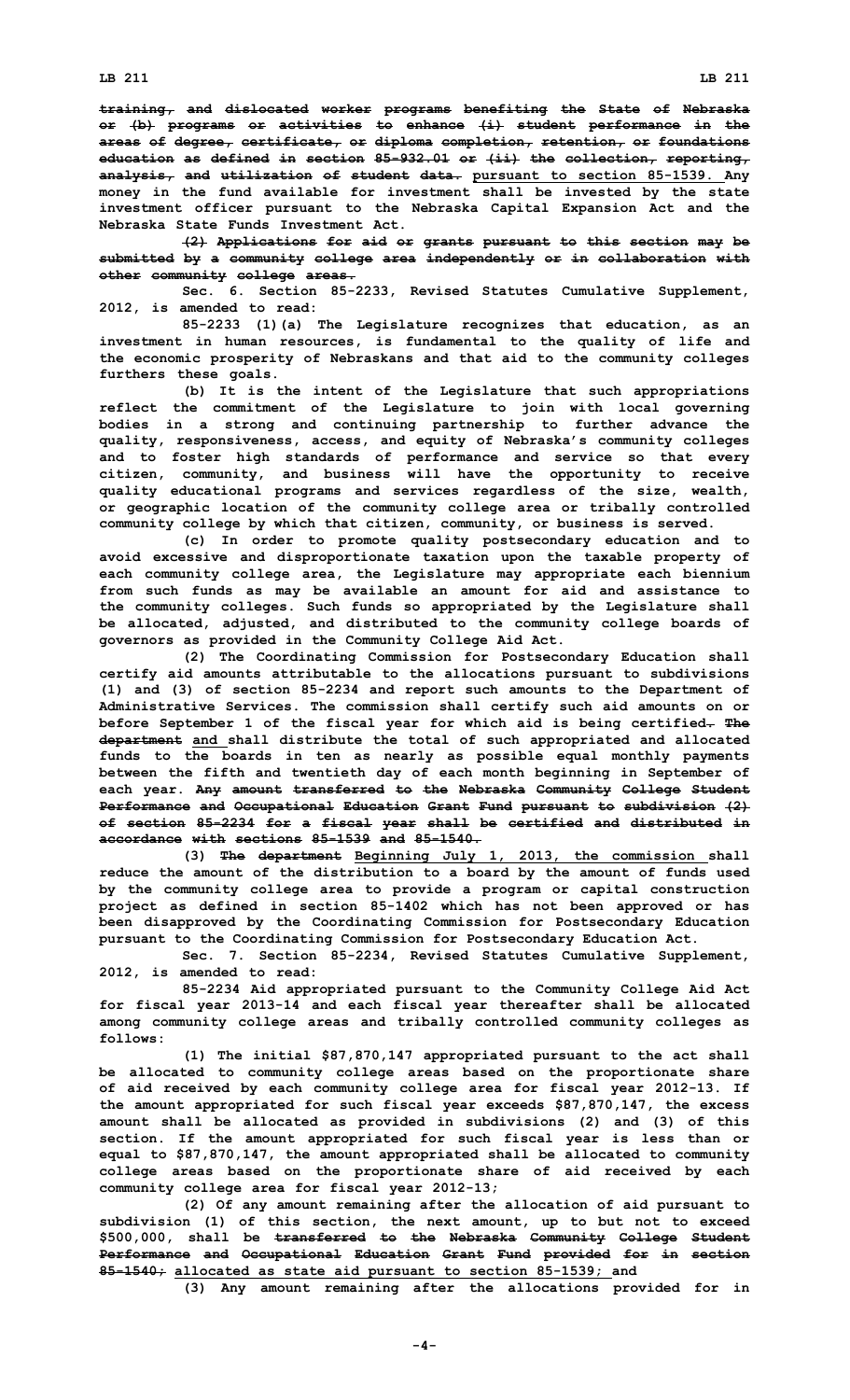~~training, and dislocated worker programs benefiting the State of Nebraska or (b) programs or activities to enhance (i) student performance in the areas of degree, certificate, or diploma completion, retention, or foundations education as defined in section 85-932.01 or (ii) the collection, reporting, analysis, and utilization of student data.~~ pursuant to section 85-1539. Any money in the fund available for investment shall be invested by the state investment officer pursuant to the Nebraska Capital Expansion Act and the Nebraska State Funds Investment Act.

~~(2) Applications for aid or grants pursuant to this section may be submitted by a community college area independently or in collaboration with other community college areas.~~

Sec. 6. Section 85-2233, Revised Statutes Cumulative Supplement, 2012, is amended to read:

85-2233 (1)(a) The Legislature recognizes that education, as an investment in human resources, is fundamental to the quality of life and the economic prosperity of Nebraskans and that aid to the community colleges furthers these goals.

(b) It is the intent of the Legislature that such appropriations reflect the commitment of the Legislature to join with local governing bodies in a strong and continuing partnership to further advance the quality, responsiveness, access, and equity of Nebraska's community colleges and to foster high standards of performance and service so that every citizen, community, and business will have the opportunity to receive quality educational programs and services regardless of the size, wealth, or geographic location of the community college area or tribally controlled community college by which that citizen, community, or business is served.

(c) In order to promote quality postsecondary education and to avoid excessive and disproportionate taxation upon the taxable property of each community college area, the Legislature may appropriate each biennium from such funds as may be available an amount for aid and assistance to the community colleges. Such funds so appropriated by the Legislature shall be allocated, adjusted, and distributed to the community college boards of governors as provided in the Community College Aid Act.

(2) The Coordinating Commission for Postsecondary Education shall certify aid amounts attributable to the allocations pursuant to subdivisions (1) and (3) of section 85-2234 and report such amounts to the Department of Administrative Services. The commission shall certify such aid amounts on or before September 1 of the fiscal year for which aid is being certified~~. The department~~ and shall distribute the total of such appropriated and allocated funds to the boards in ten as nearly as possible equal monthly payments between the fifth and twentieth day of each month beginning in September of each year. ~~Any amount transferred to the Nebraska Community College Student Performance and Occupational Education Grant Fund pursuant to subdivision (2) of section 85-2234 for a fiscal year shall be certified and distributed in accordance with sections 85-1539 and 85-1540.~~

(3) ~~The department~~ Beginning July 1, 2013, the commission shall reduce the amount of the distribution to a board by the amount of funds used by the community college area to provide a program or capital construction project as defined in section 85-1402 which has not been approved or has been disapproved by the Coordinating Commission for Postsecondary Education pursuant to the Coordinating Commission for Postsecondary Education Act.

Sec. 7. Section 85-2234, Revised Statutes Cumulative Supplement, 2012, is amended to read:

85-2234 Aid appropriated pursuant to the Community College Aid Act for fiscal year 2013-14 and each fiscal year thereafter shall be allocated among community college areas and tribally controlled community colleges as follows:

(1) The initial $87,870,147 appropriated pursuant to the act shall be allocated to community college areas based on the proportionate share of aid received by each community college area for fiscal year 2012-13. If the amount appropriated for such fiscal year exceeds $87,870,147, the excess amount shall be allocated as provided in subdivisions (2) and (3) of this section. If the amount appropriated for such fiscal year is less than or equal to $87,870,147, the amount appropriated shall be allocated to community college areas based on the proportionate share of aid received by each community college area for fiscal year 2012-13;

(2) Of any amount remaining after the allocation of aid pursuant to subdivision (1) of this section, the next amount, up to but not to exceed $500,000, shall be ~~transferred to the Nebraska Community College Student Performance and Occupational Education Grant Fund provided for in section 85-1540;~~ allocated as state aid pursuant to section 85-1539; and

(3) Any amount remaining after the allocations provided for in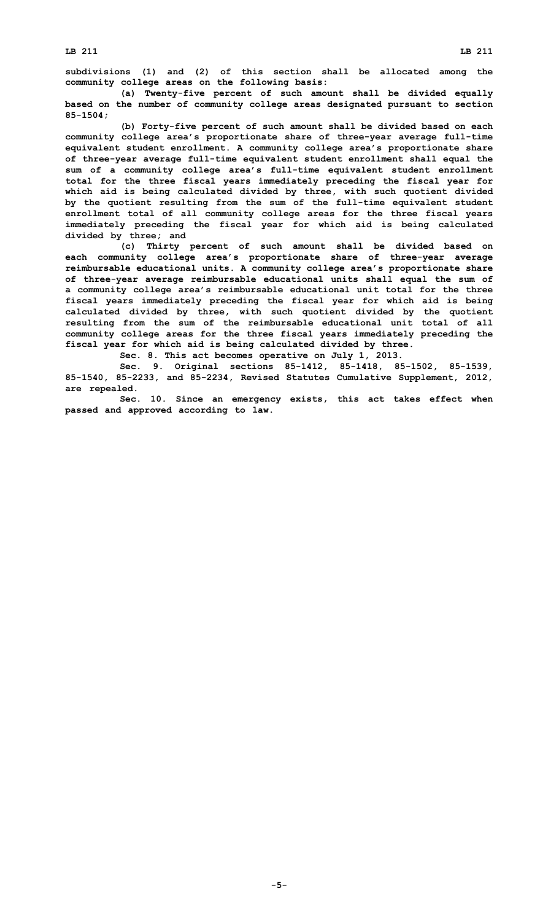subdivisions (1) and (2) of this section shall be allocated among the community college areas on the following basis:

(a) Twenty-five percent of such amount shall be divided equally based on the number of community college areas designated pursuant to section 85-1504;

(b) Forty-five percent of such amount shall be divided based on each community college area's proportionate share of three-year average full-time equivalent student enrollment. A community college area's proportionate share of three-year average full-time equivalent student enrollment shall equal the sum of a community college area's full-time equivalent student enrollment total for the three fiscal years immediately preceding the fiscal year for which aid is being calculated divided by three, with such quotient divided by the quotient resulting from the sum of the full-time equivalent student enrollment total of all community college areas for the three fiscal years immediately preceding the fiscal year for which aid is being calculated divided by three; and

(c) Thirty percent of such amount shall be divided based on each community college area's proportionate share of three-year average reimbursable educational units. A community college area's proportionate share of three-year average reimbursable educational units shall equal the sum of a community college area's reimbursable educational unit total for the three fiscal years immediately preceding the fiscal year for which aid is being calculated divided by three, with such quotient divided by the quotient resulting from the sum of the reimbursable educational unit total of all community college areas for the three fiscal years immediately preceding the fiscal year for which aid is being calculated divided by three.

Sec. 8. This act becomes operative on July 1, 2013.

Sec. 9. Original sections 85-1412, 85-1418, 85-1502, 85-1539, 85-1540, 85-2233, and 85-2234, Revised Statutes Cumulative Supplement, 2012, are repealed.

Sec. 10. Since an emergency exists, this act takes effect when passed and approved according to law.